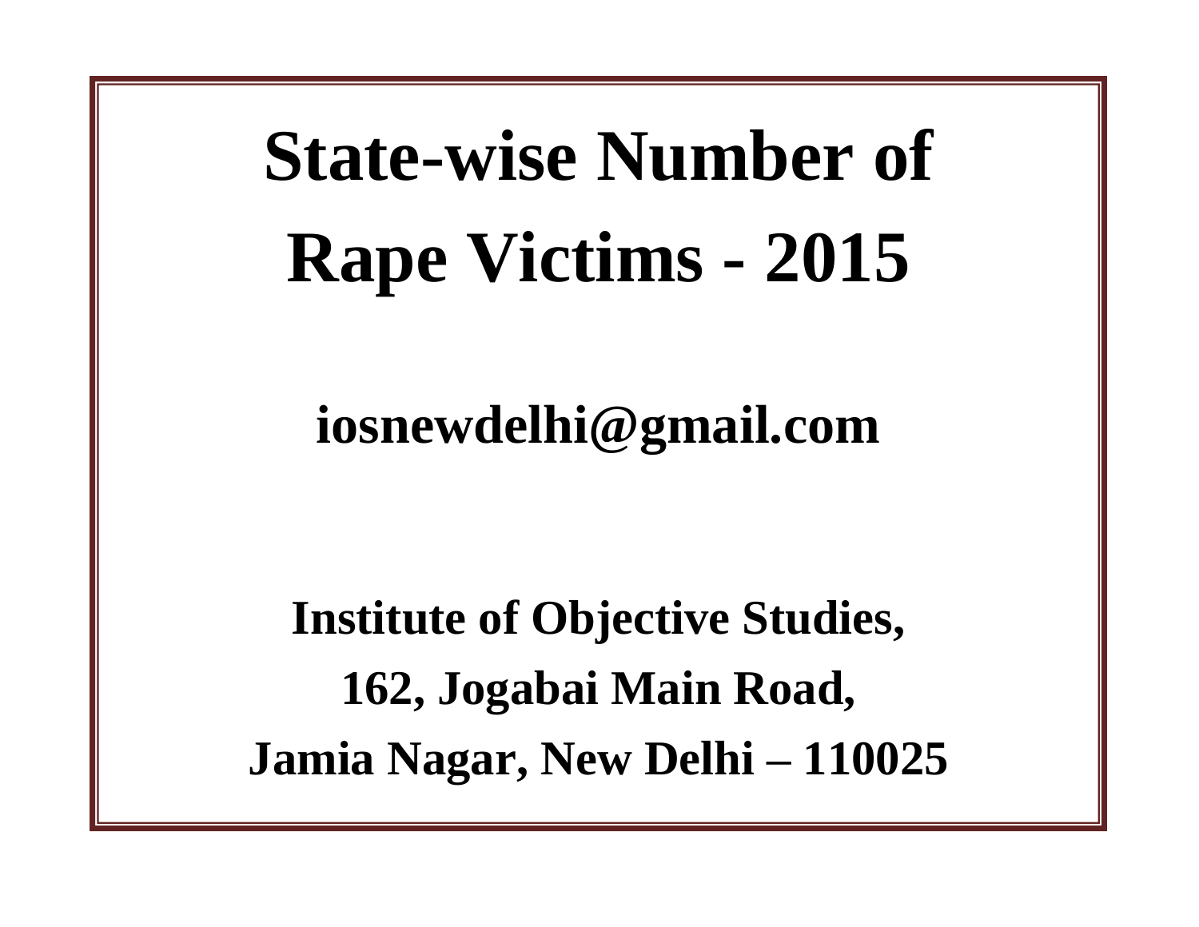# State-wise Number of Rape Victims - 2015

**iosnewdelhi@gmail.com**

**Institute of Objective Studies,**

**162, Jogabai Main Road,**

**Jamia Nagar, New Delhi – 110025**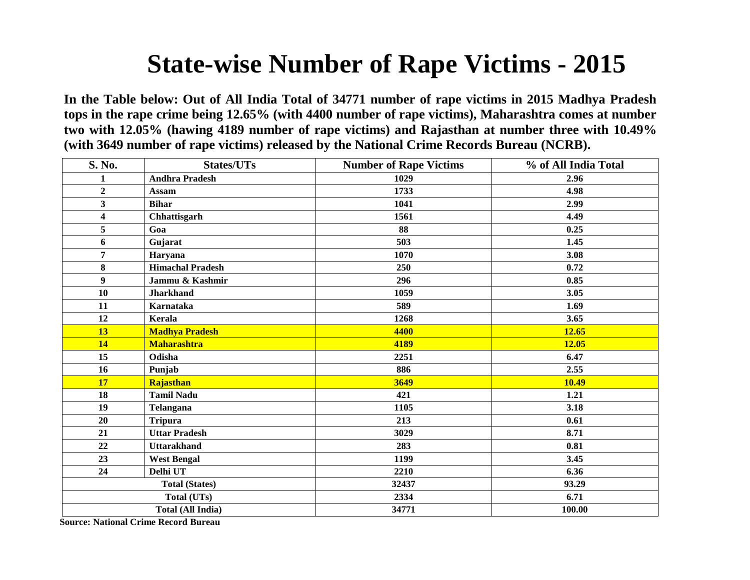# State-wise Number of Rape Victims - 2015

**In the Table below: Out of All India Total of 34771 number of rape victims in 2015 Madhya Pradesh tops in the rape crime being 12.65% (with 4400 number of rape victims), Maharashtra comes at number two with 12.05% (hawing 4189 number of rape victims) and Rajasthan at number three with 10.49% (with 3649 number of rape victims) released by the National Crime Records Bureau (NCRB).**

| S. No. | States/UTs | Number of Rape Victims | % of All India Total |
|---|---|---|---|
| 1 | Andhra Pradesh | 1029 | 2.96 |
| 2 | Assam | 1733 | 4.98 |
| 3 | Bihar | 1041 | 2.99 |
| 4 | Chhattisgarh | 1561 | 4.49 |
| 5 | Goa | 88 | 0.25 |
| 6 | Gujarat | 503 | 1.45 |
| 7 | Haryana | 1070 | 3.08 |
| 8 | Himachal Pradesh | 250 | 0.72 |
| 9 | Jammu & Kashmir | 296 | 0.85 |
| 10 | Jharkhand | 1059 | 3.05 |
| 11 | Karnataka | 589 | 1.69 |
| 12 | Kerala | 1268 | 3.65 |
| 13 | Madhya Pradesh | 4400 | 12.65 |
| 14 | Maharashtra | 4189 | 12.05 |
| 15 | Odisha | 2251 | 6.47 |
| 16 | Punjab | 886 | 2.55 |
| 17 | Rajasthan | 3649 | 10.49 |
| 18 | Tamil Nadu | 421 | 1.21 |
| 19 | Telangana | 1105 | 3.18 |
| 20 | Tripura | 213 | 0.61 |
| 21 | Uttar Pradesh | 3029 | 8.71 |
| 22 | Uttarakhand | 283 | 0.81 |
| 23 | West Bengal | 1199 | 3.45 |
| 24 | Delhi UT | 2210 | 6.36 |
| Total (States) | | 32437 | 93.29 |
| Total (UTs) | | 2334 | 6.71 |
| Total (All India) | | 34771 | 100.00 |

**Source: National Crime Record Bureau**